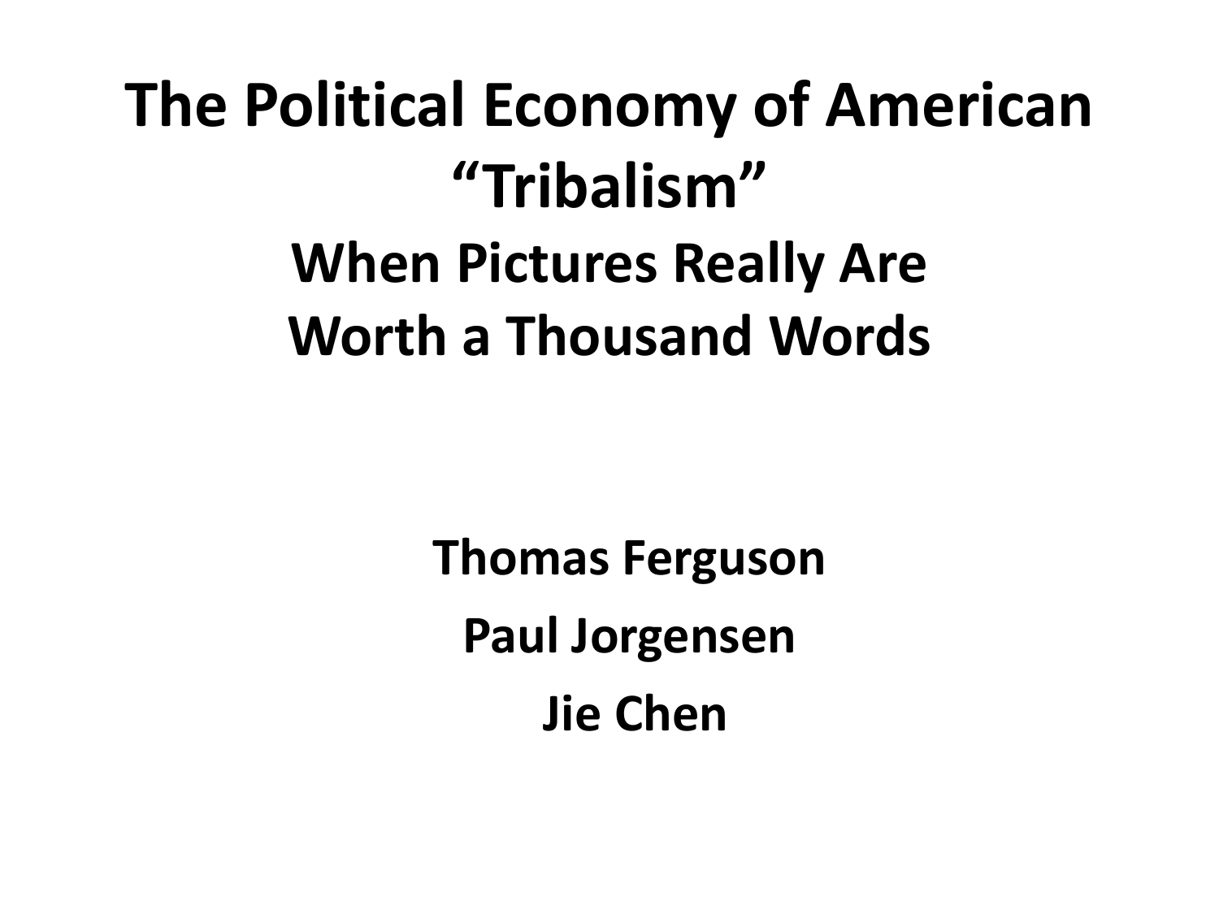# The Political Economy of American "Tribalism"

## When Pictures Really Are Worth a Thousand Words

**Thomas Ferguson**

**Paul Jorgensen**

**Jie Chen**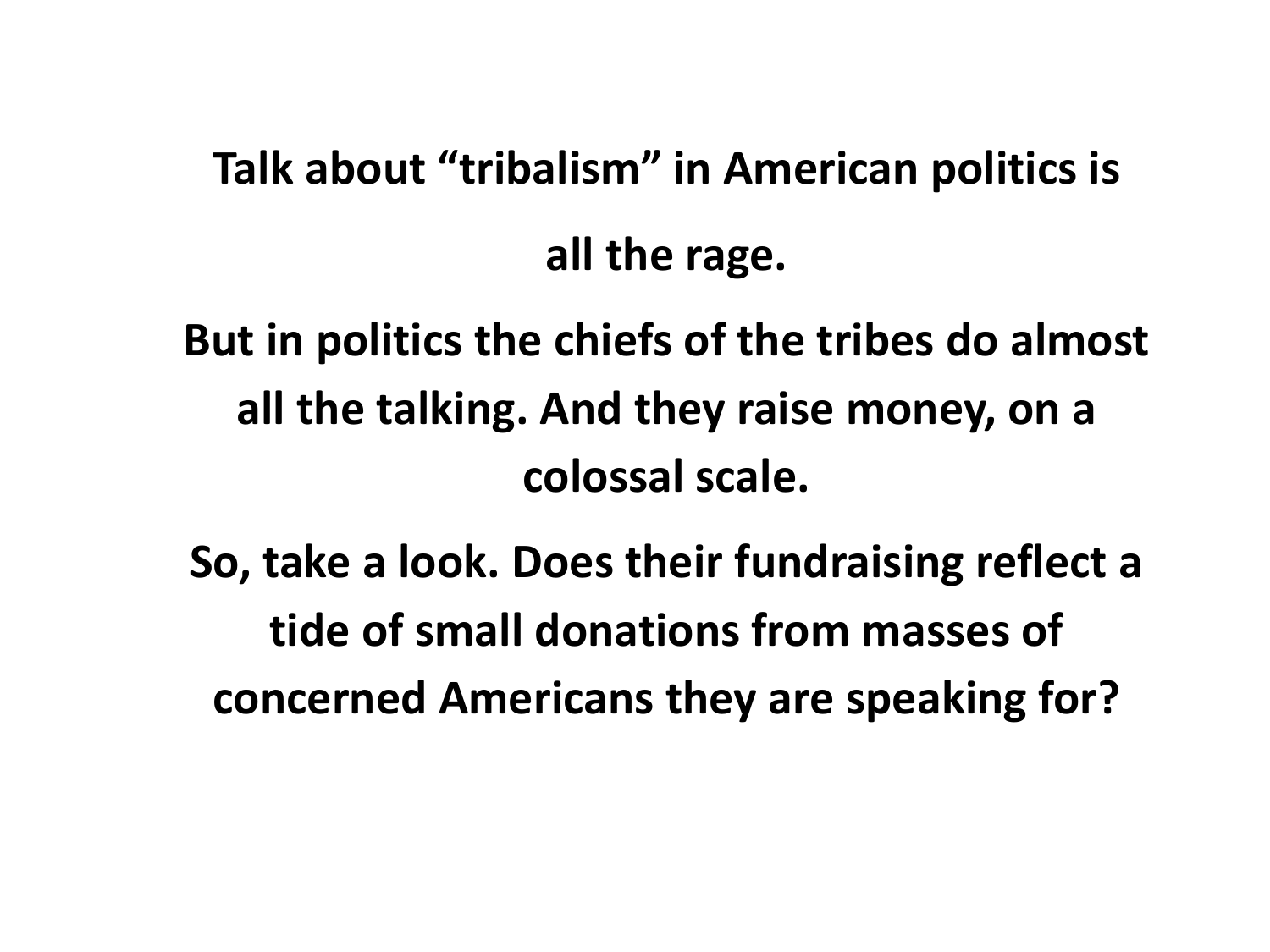**Talk about "tribalism" in American politics is all the rage.**

**But in politics the chiefs of the tribes do almost all the talking. And they raise money, on a colossal scale.**

**So, take a look. Does their fundraising reflect a tide of small donations from masses of concerned Americans they are speaking for?**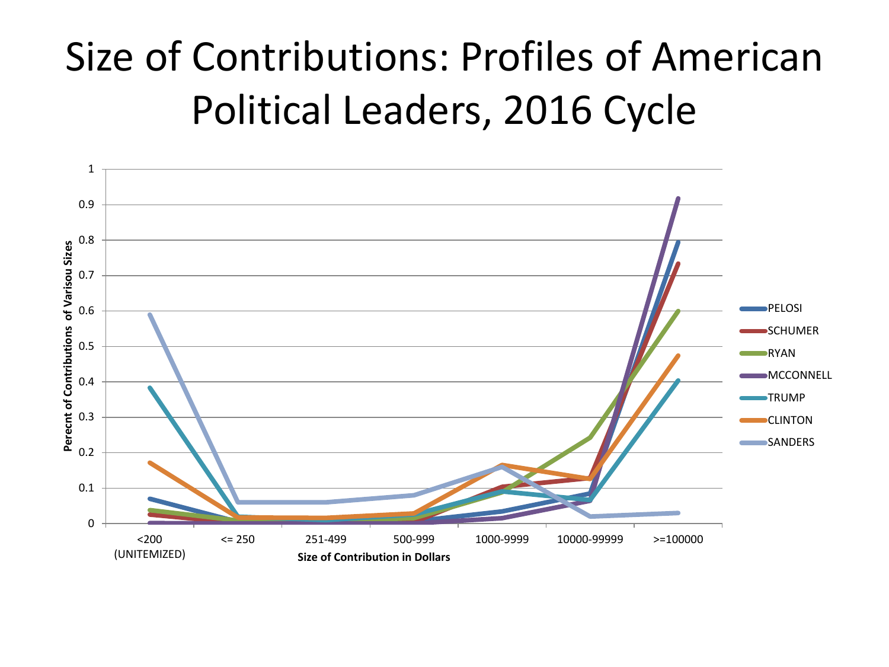# Size of Contributions: Profiles of American Political Leaders, 2016 Cycle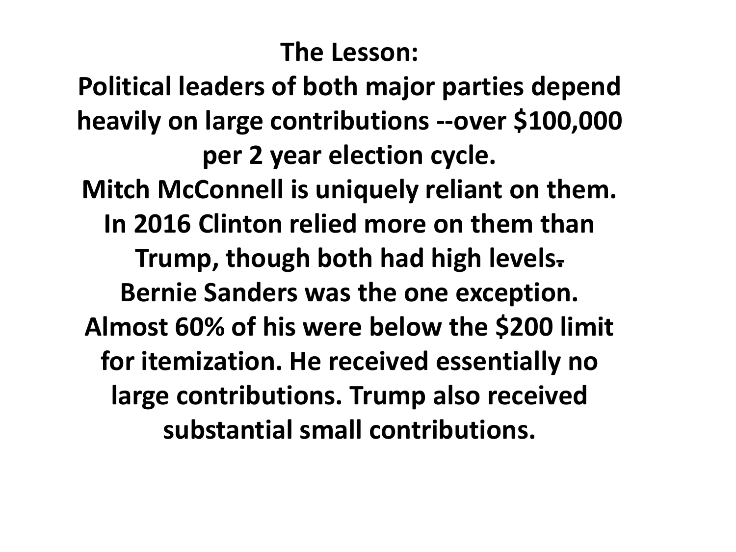**The Lesson:**

**Political leaders of both major parties depend heavily on large contributions --over $100,000 per 2 year election cycle.**

**Mitch McConnell is uniquely reliant on them.**

**In 2016 Clinton relied more on them than Trump, though both had high levels.**

**Bernie Sanders was the one exception. Almost 60% of his were below the $200 limit for itemization. He received essentially no large contributions. Trump also received substantial small contributions.**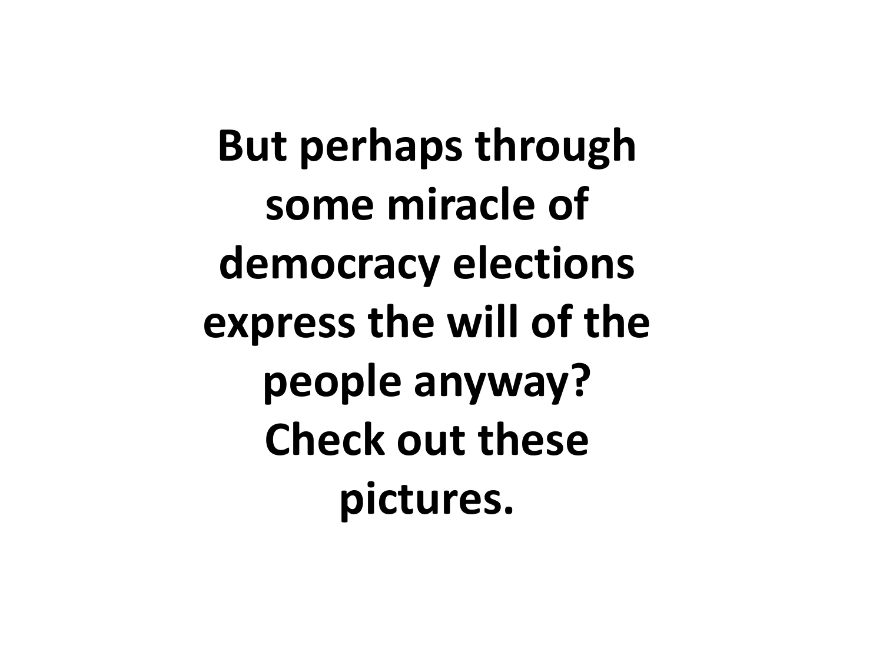**But perhaps through some miracle of democracy elections express the will of the people anyway? Check out these pictures.**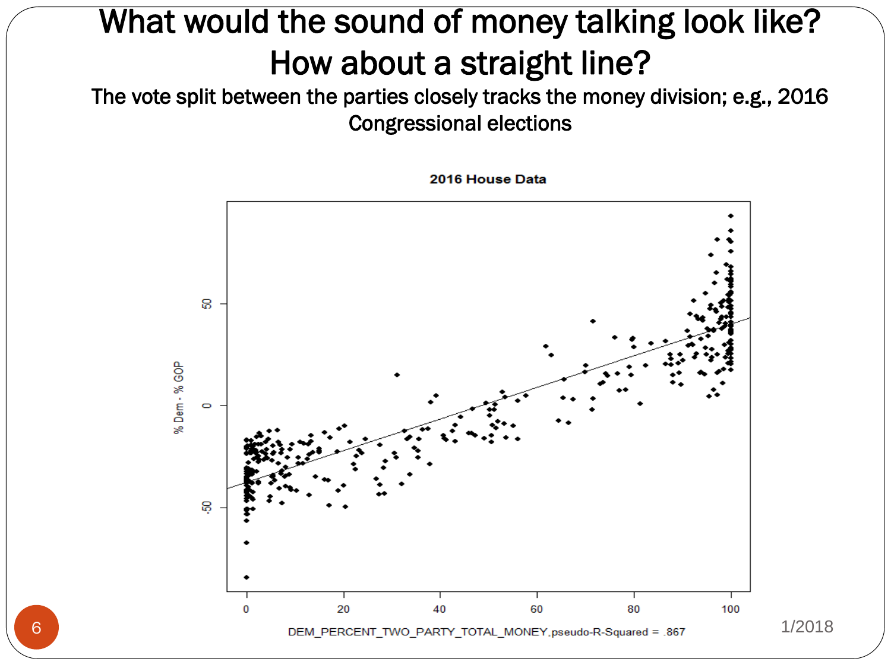# What would the sound of money talking look like? How about a straight line?

The vote split between the parties closely tracks the money division; e.g., 2016 Congressional elections

**2016 House Data**

% Dem - % GOP

DEM_PERCENT_TWO_PARTY_TOTAL_MONEY,pseudo-R-Squared = .867

1/2018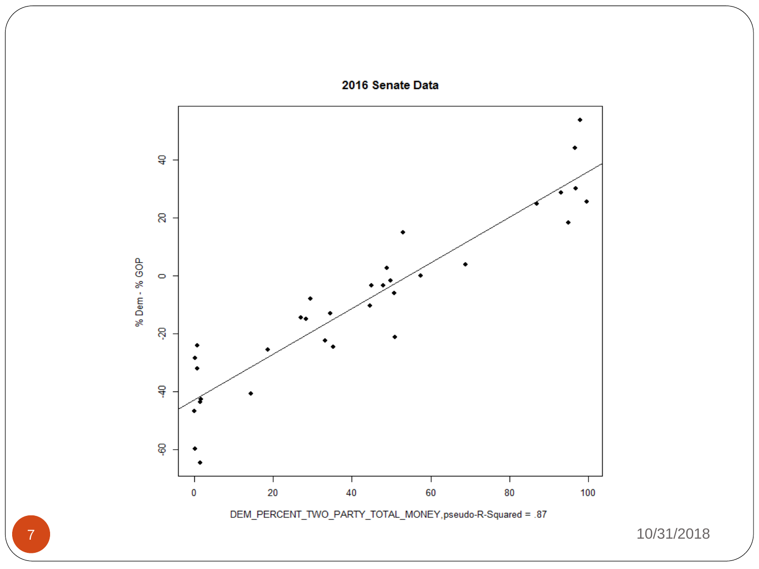**2016 Senate Data**

% Dem - % GOP

DEM_PERCENT_TWO_PARTY_TOTAL_MONEY,pseudo-R-Squared = .87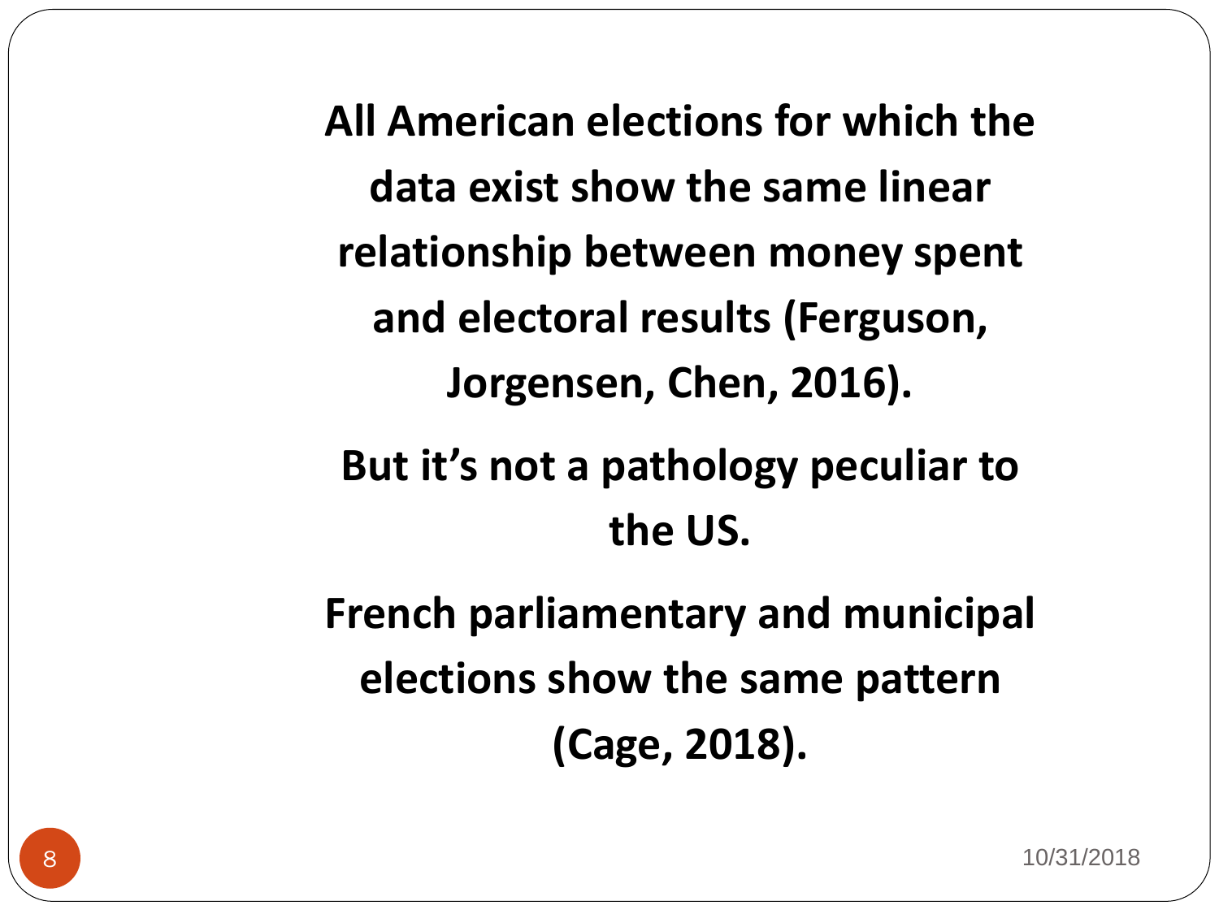**All American elections for which the data exist show the same linear relationship between money spent and electoral results (Ferguson, Jorgensen, Chen, 2016).**

**But it's not a pathology peculiar to the US.**

**French parliamentary and municipal elections show the same pattern (Cage, 2018).**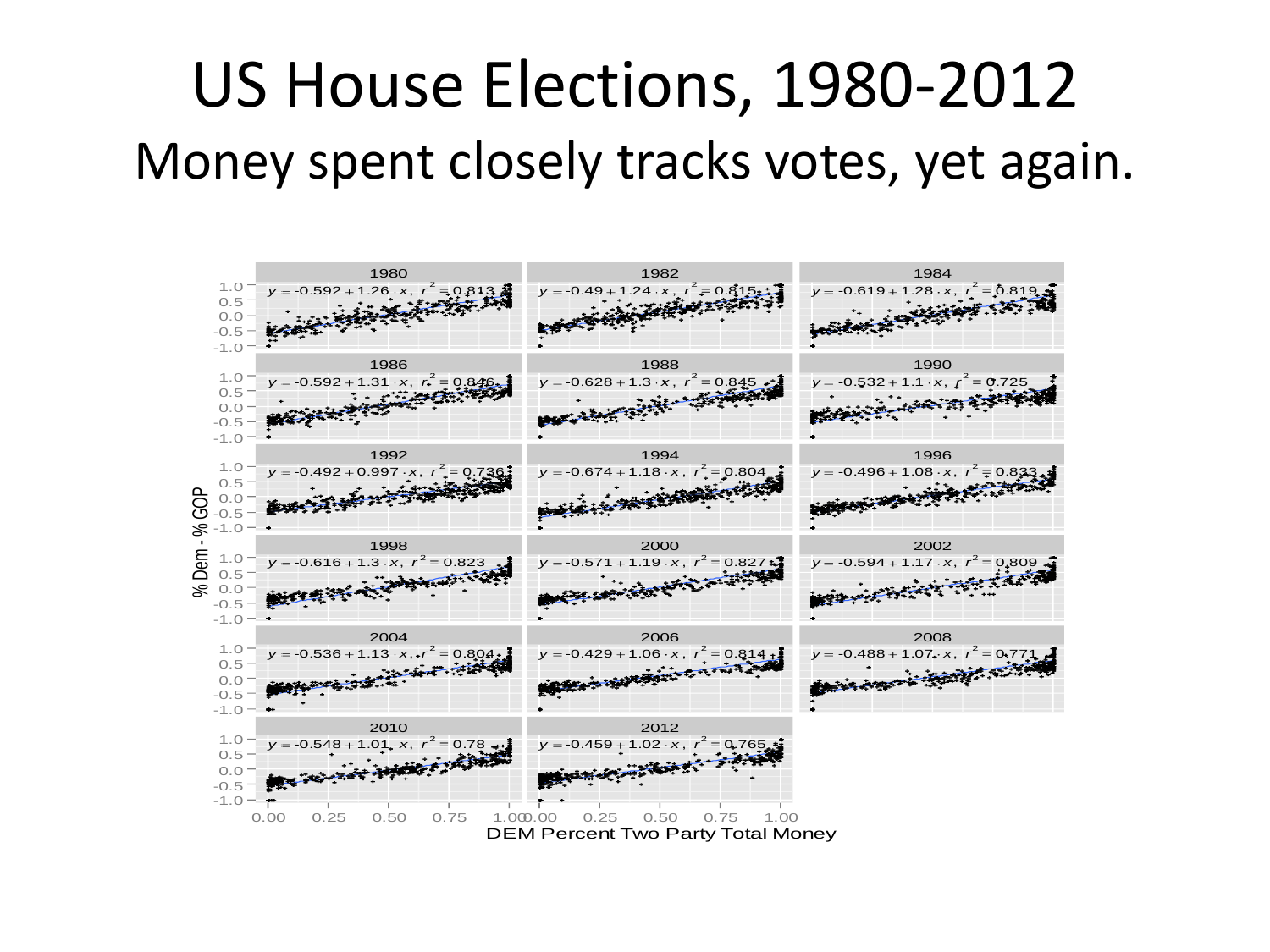# US House Elections, 1980-2012

## Money spent closely tracks votes, yet again.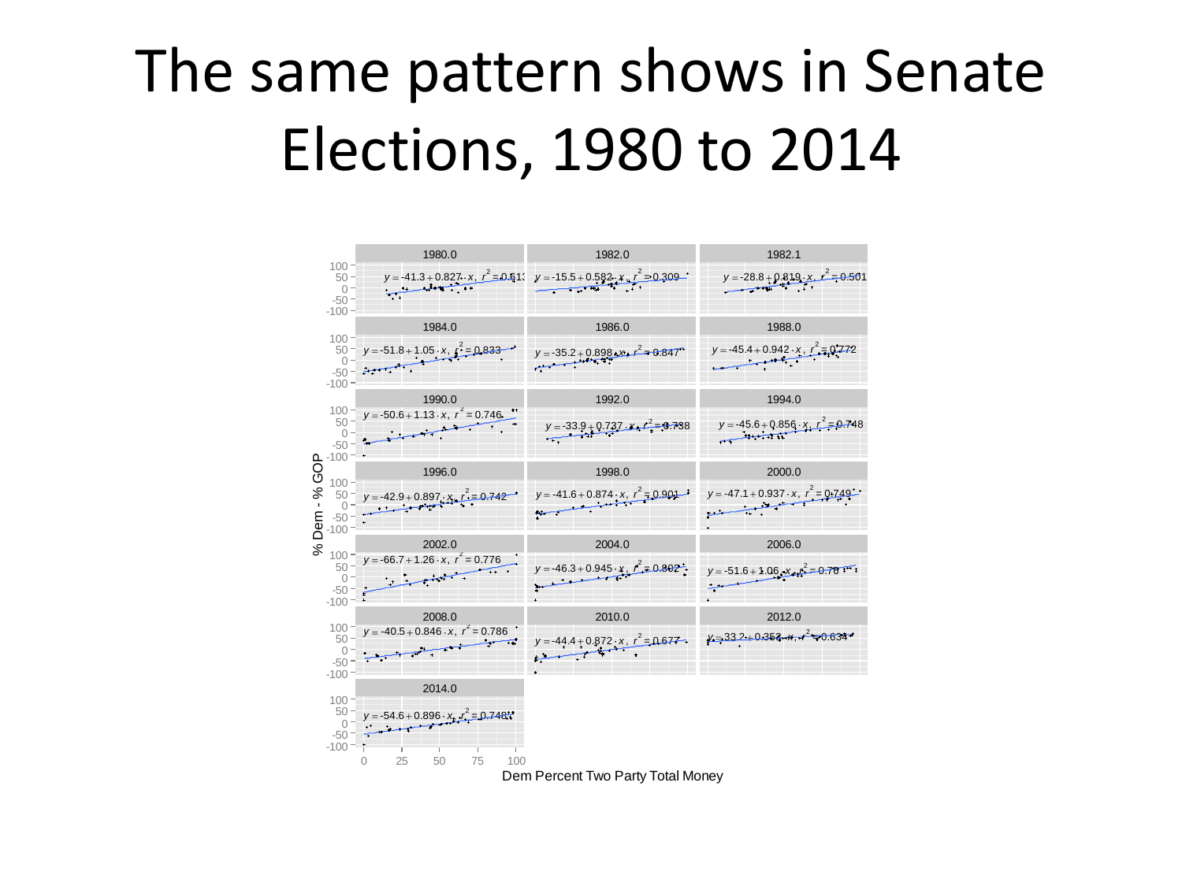# The same pattern shows in Senate Elections, 1980 to 2014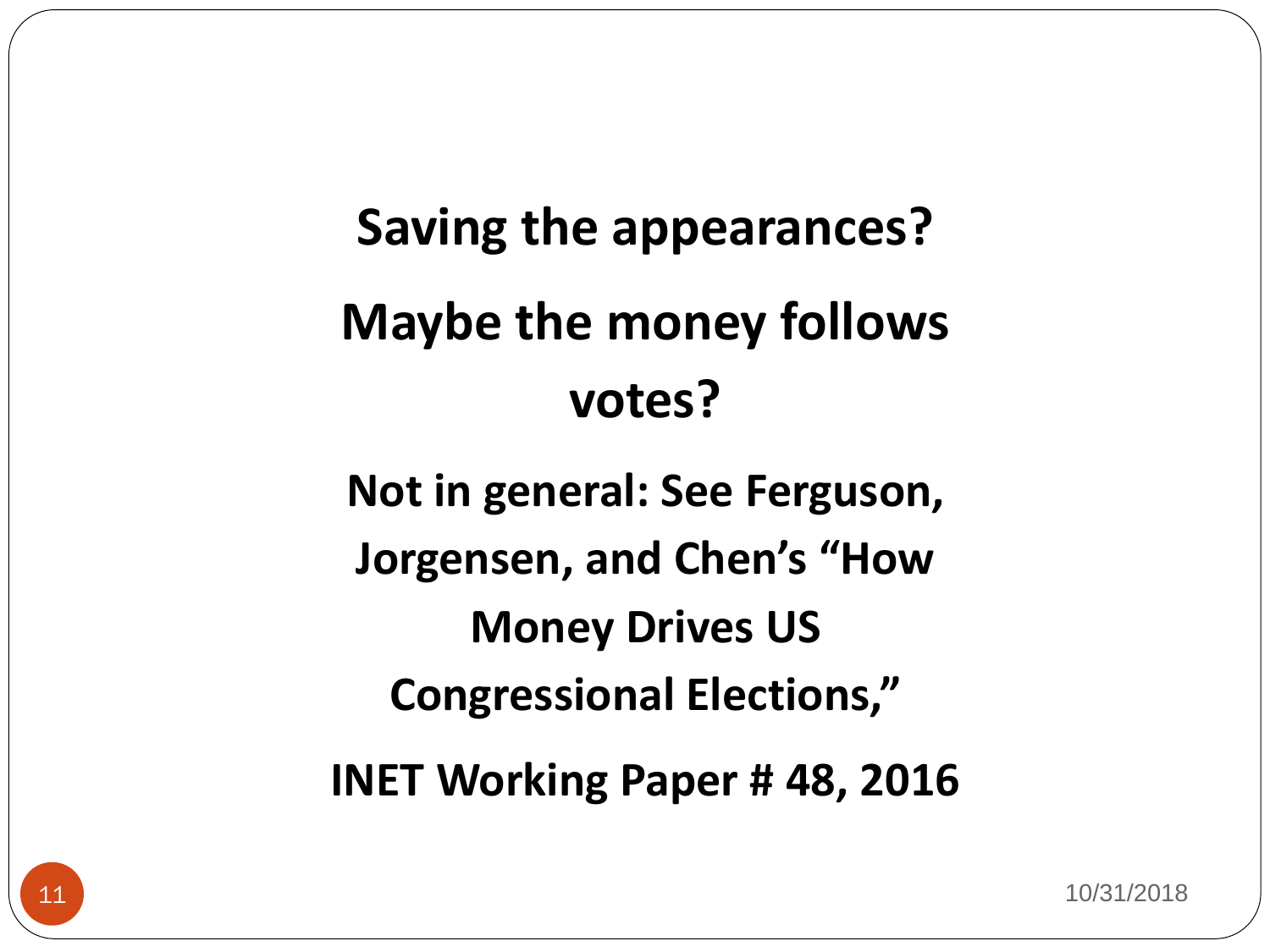**Saving the appearances?**

**Maybe the money follows votes?**

**Not in general: See Ferguson, Jorgensen, and Chen's "How Money Drives US Congressional Elections,"**

**INET Working Paper # 48, 2016**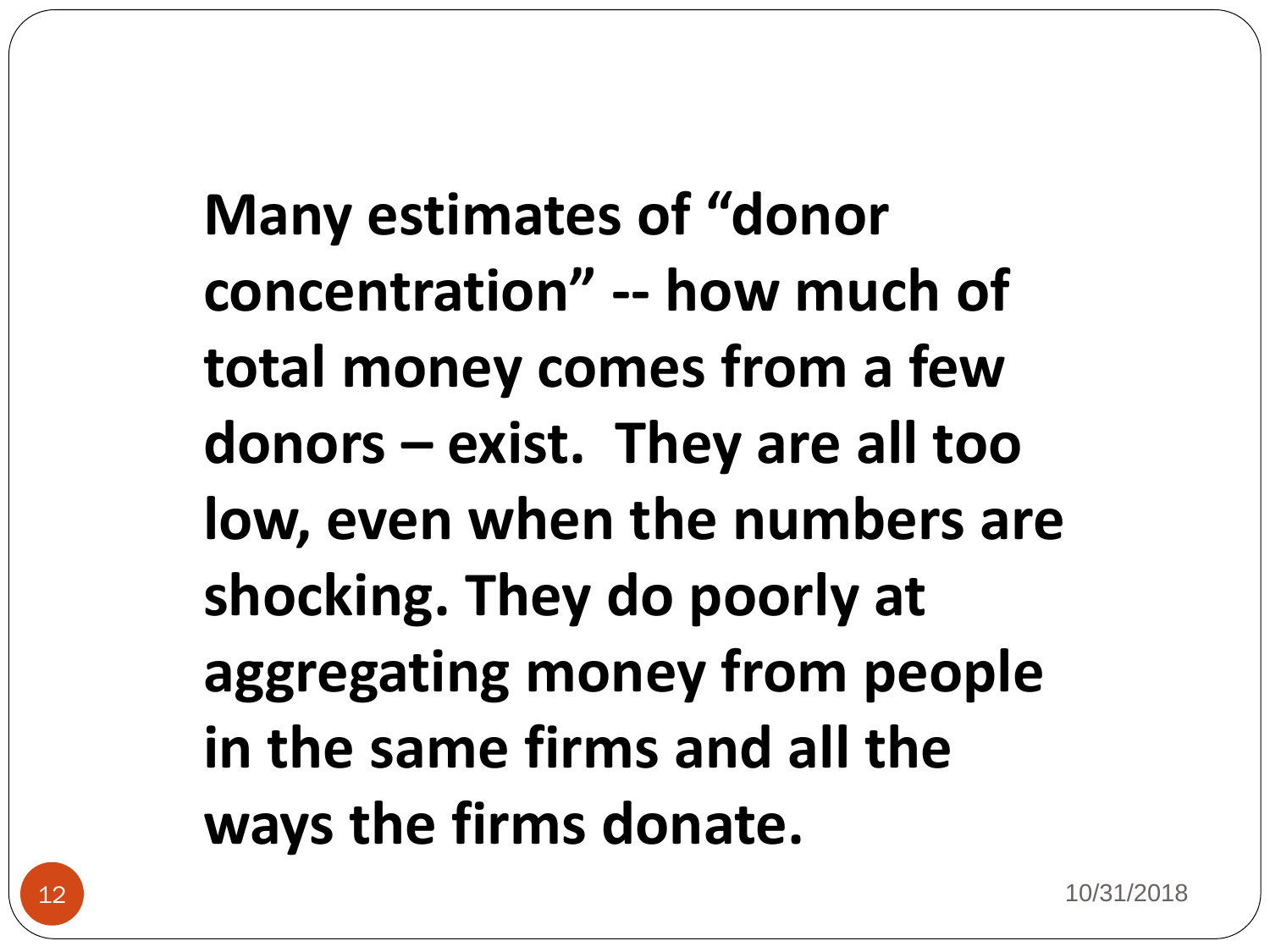**Many estimates of “donor concentration” -- how much of total money comes from a few donors – exist. They are all too low, even when the numbers are shocking. They do poorly at aggregating money from people in the same firms and all the ways the firms donate.**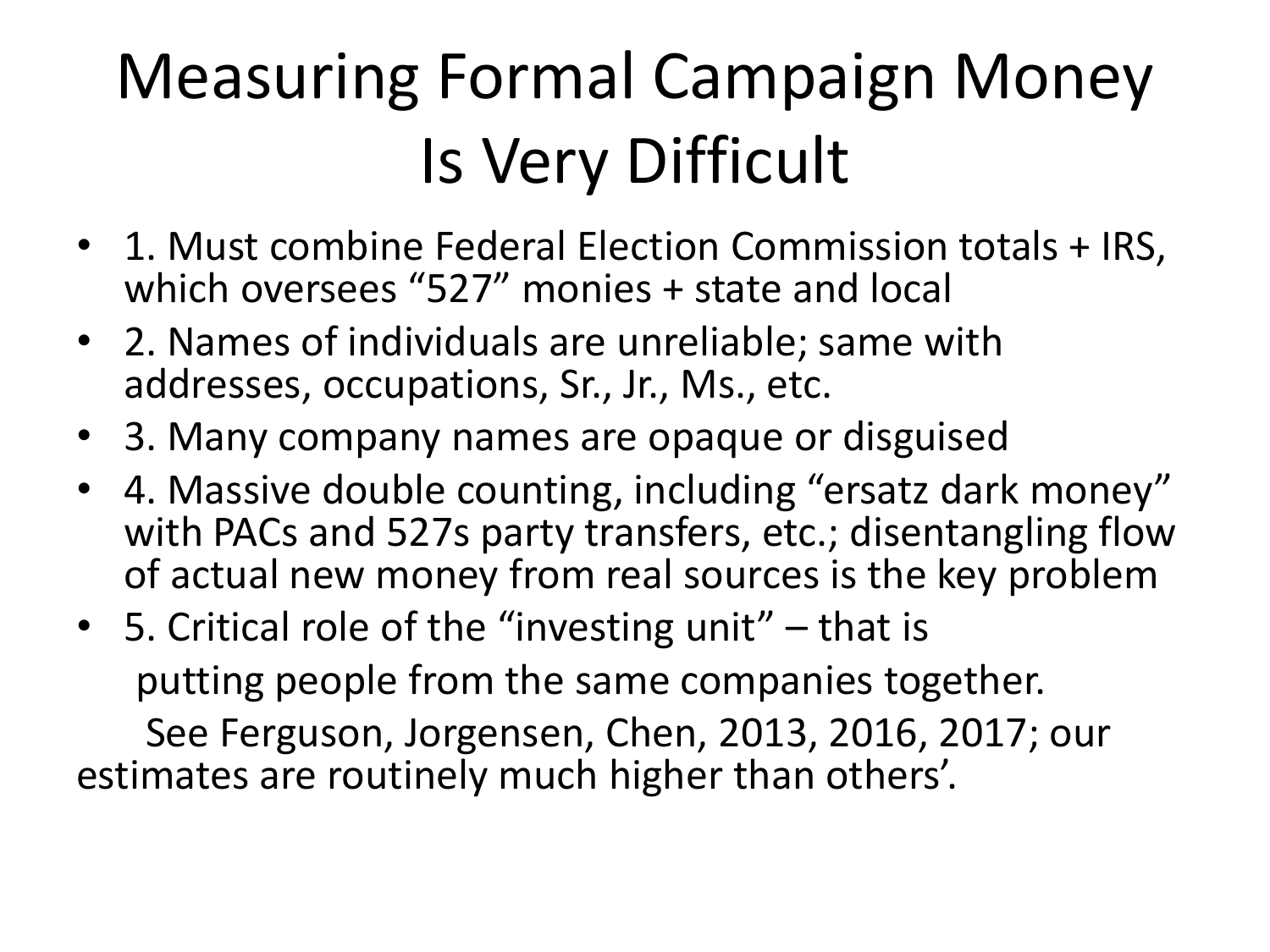# Measuring Formal Campaign Money Is Very Difficult

- 1. Must combine Federal Election Commission totals + IRS, which oversees "527" monies + state and local
- 2. Names of individuals are unreliable; same with addresses, occupations, Sr., Jr., Ms., etc.
- 3. Many company names are opaque or disguised
- 4. Massive double counting, including "ersatz dark money" with PACs and 527s party transfers, etc.; disentangling flow of actual new money from real sources is the key problem
- 5. Critical role of the "investing unit" – that is putting people from the same companies together.

See Ferguson, Jorgensen, Chen, 2013, 2016, 2017; our estimates are routinely much higher than others'.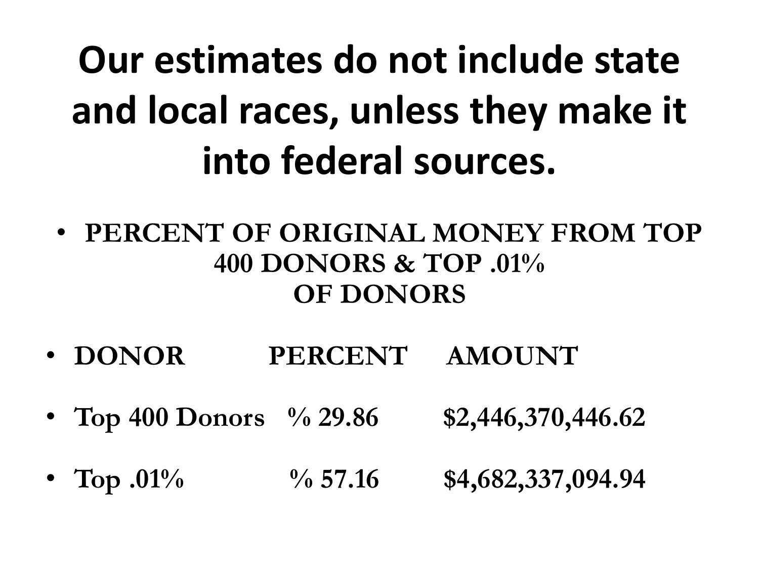# Our estimates do not include state and local races, unless they make it into federal sources.

- **PERCENT OF ORIGINAL MONEY FROM TOP 400 DONORS & TOP .01% OF DONORS**

| DONOR | PERCENT | AMOUNT |
|---|---|---|
| Top 400 Donors | % 29.86 | $2,446,370,446.62 |
| Top .01% | % 57.16 | $4,682,337,094.94 |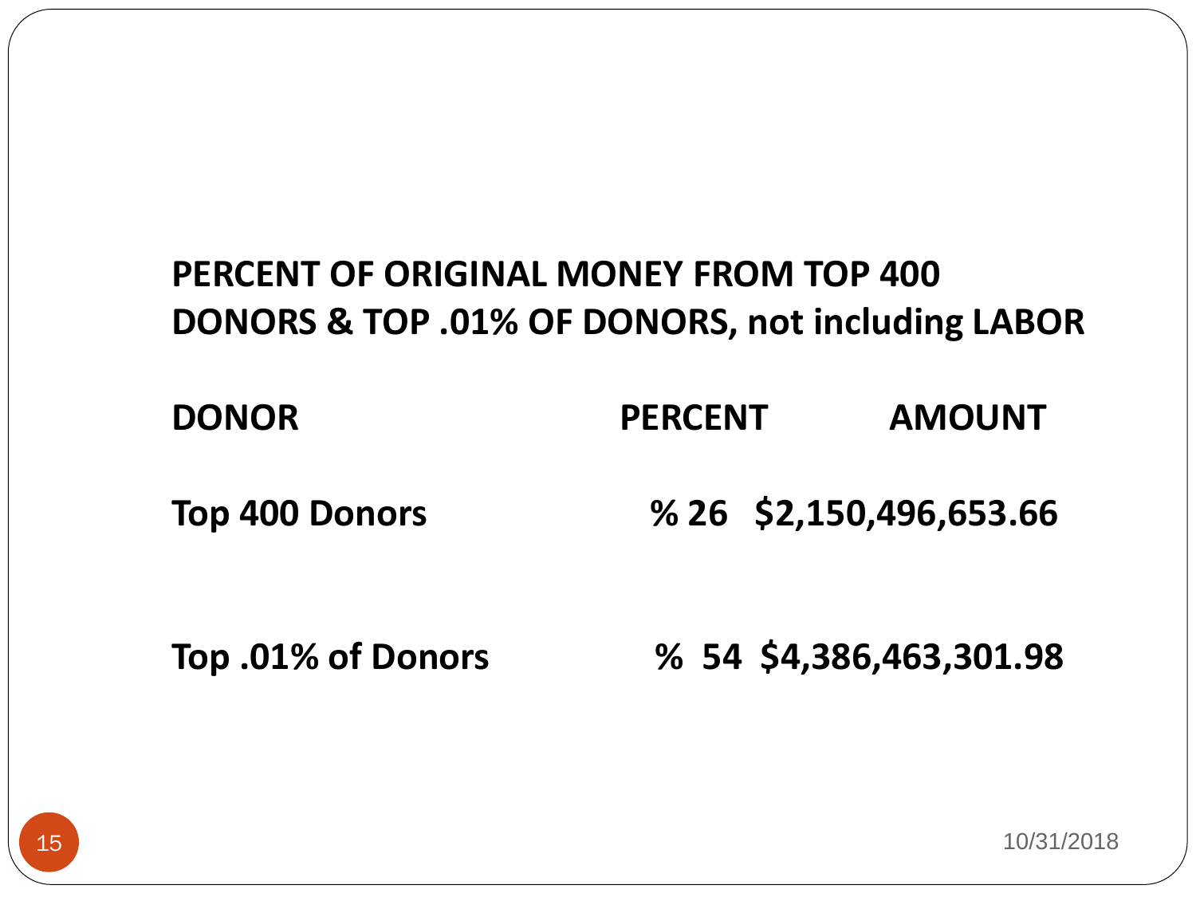**PERCENT OF ORIGINAL MONEY FROM TOP 400 DONORS & TOP .01% OF DONORS, not including LABOR**

| DONOR | PERCENT | AMOUNT |
| --- | --- | --- |
| Top 400 Donors | % 26 | $2,150,496,653.66 |
| Top .01% of Donors | % 54 | $4,386,463,301.98 |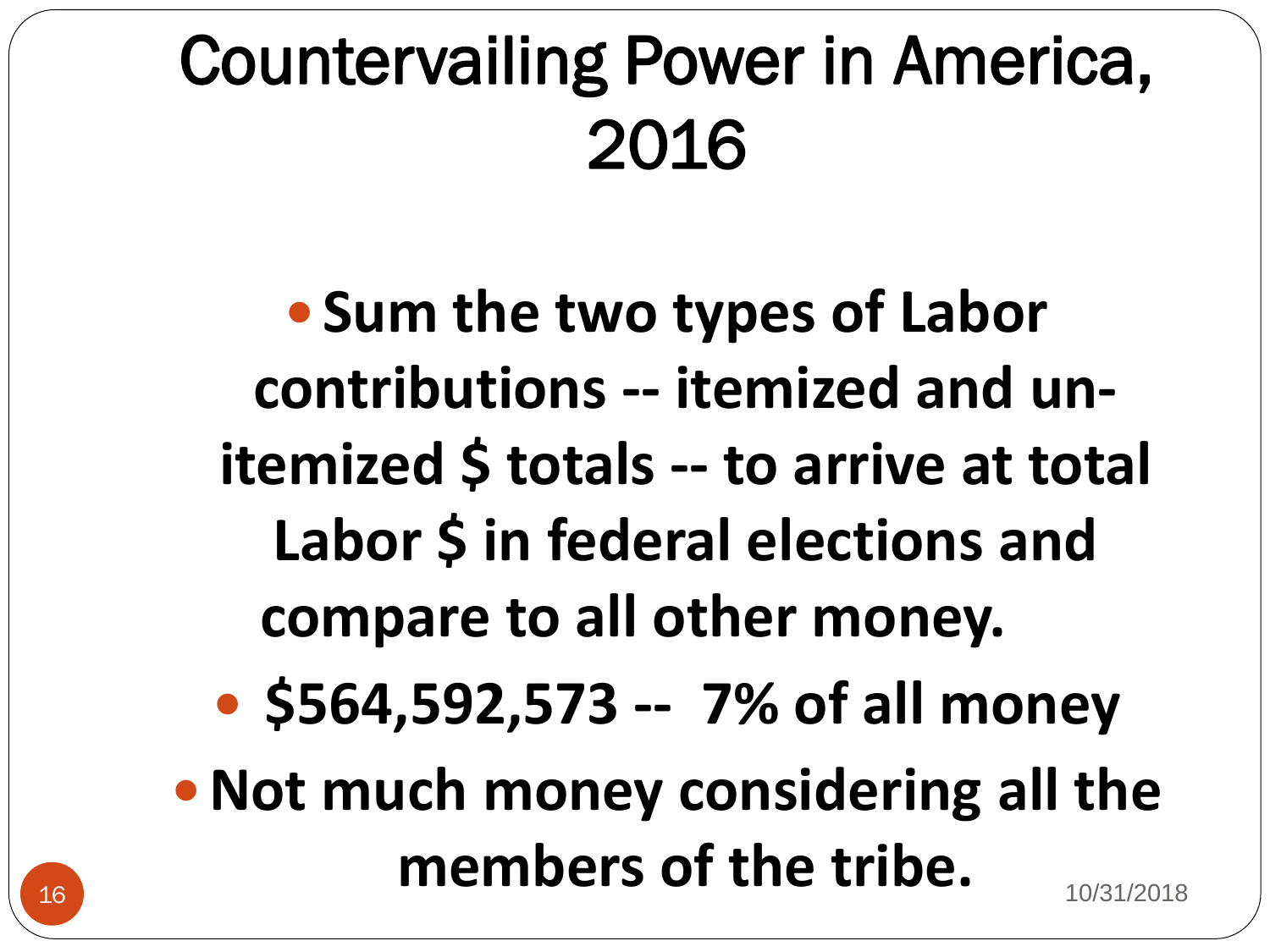# Countervailing Power in America, 2016

- **Sum the two types of Labor contributions -- itemized and un-itemized $ totals -- to arrive at total Labor $ in federal elections and compare to all other money.**
- **$564,592,573 -- 7% of all money**
- **Not much money considering all the members of the tribe.**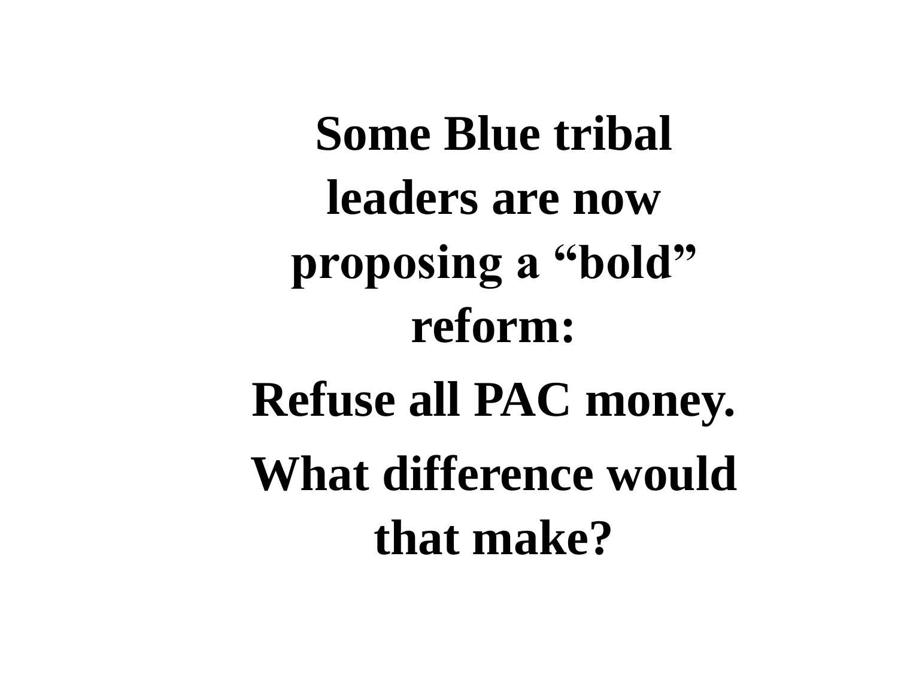**Some Blue tribal leaders are now proposing a "bold" reform:**

**Refuse all PAC money.**

**What difference would that make?**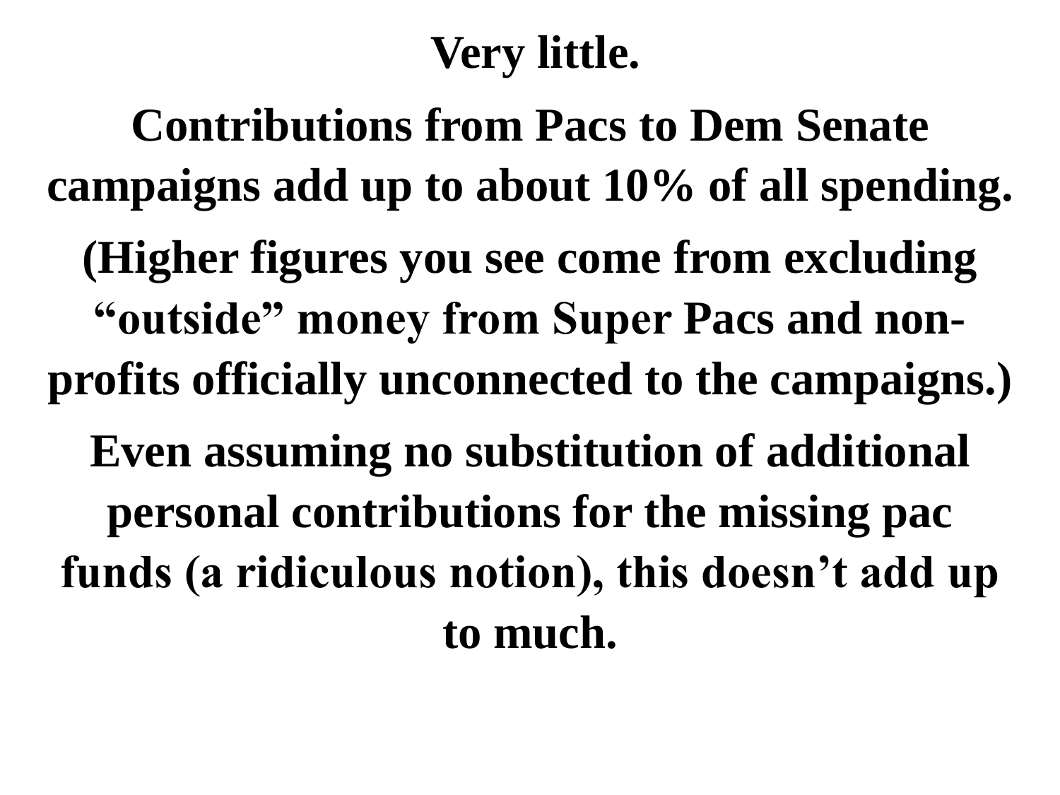**Very little.**

**Contributions from Pacs to Dem Senate campaigns add up to about 10% of all spending.**

**(Higher figures you see come from excluding “outside” money from Super Pacs and non-profits officially unconnected to the campaigns.)**

**Even assuming no substitution of additional personal contributions for the missing pac funds (a ridiculous notion), this doesn’t add up to much.**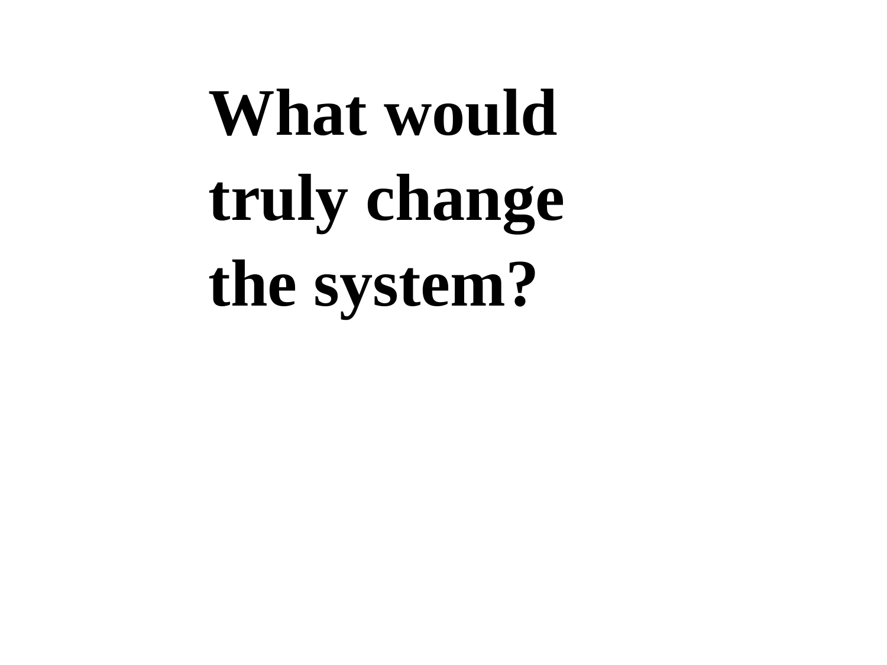# What would truly change the system?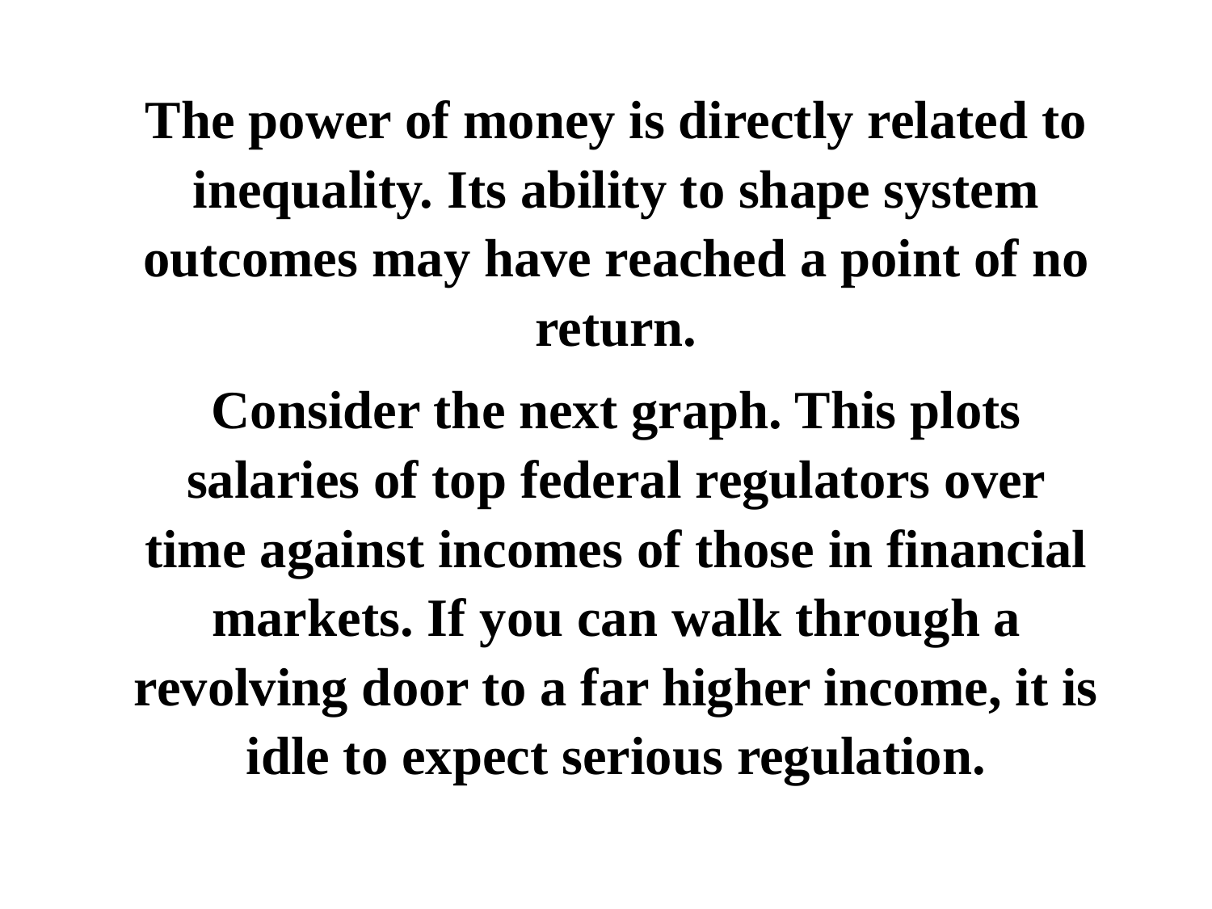**The power of money is directly related to inequality. Its ability to shape system outcomes may have reached a point of no return.**

**Consider the next graph. This plots salaries of top federal regulators over time against incomes of those in financial markets. If you can walk through a revolving door to a far higher income, it is idle to expect serious regulation.**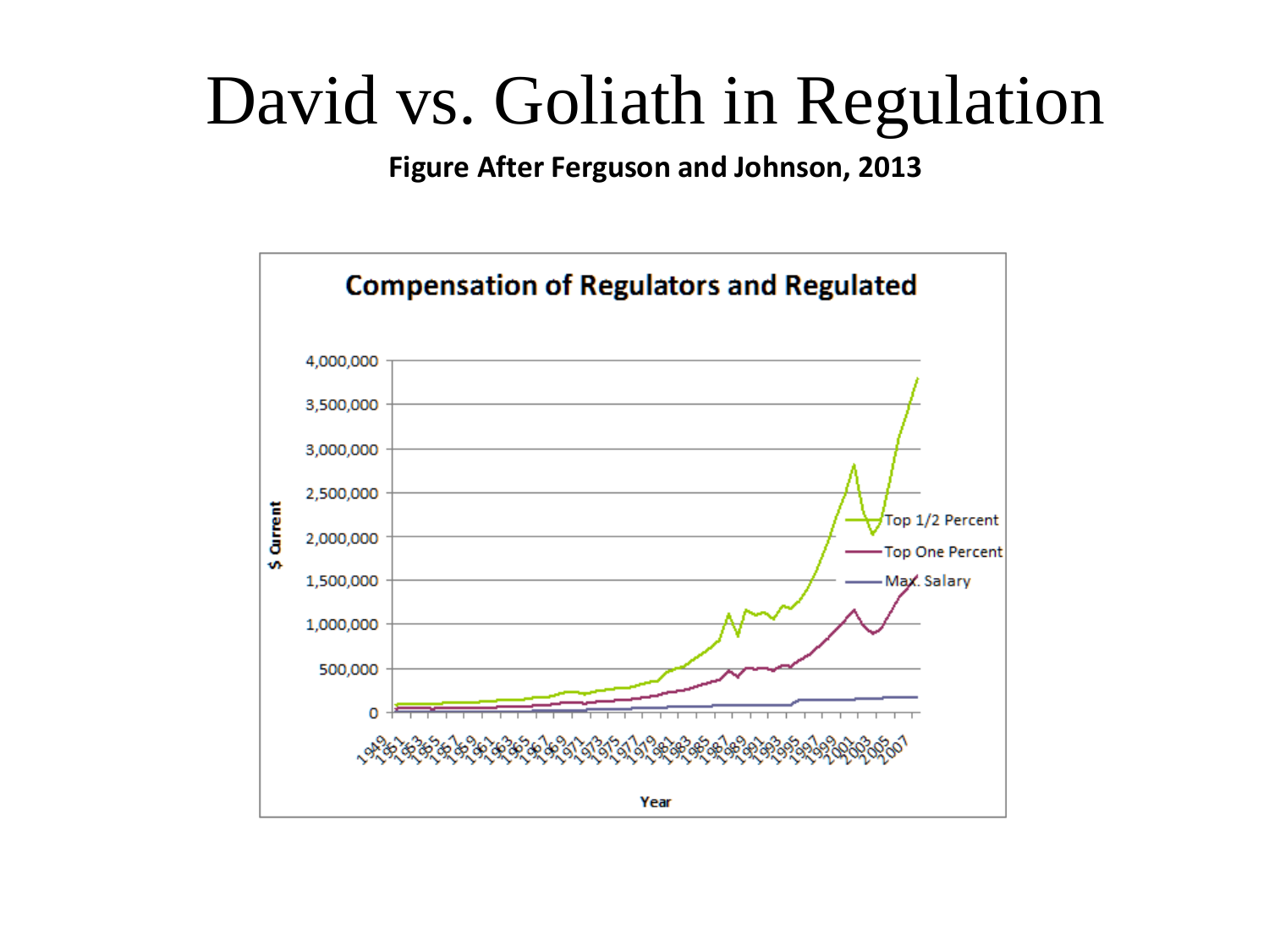# David vs. Goliath in Regulation

**Figure After Ferguson and Johnson, 2013**

**Compensation of Regulators and Regulated**

$ Current

Year

Top 1/2 Percent

Top One Percent

Max. Salary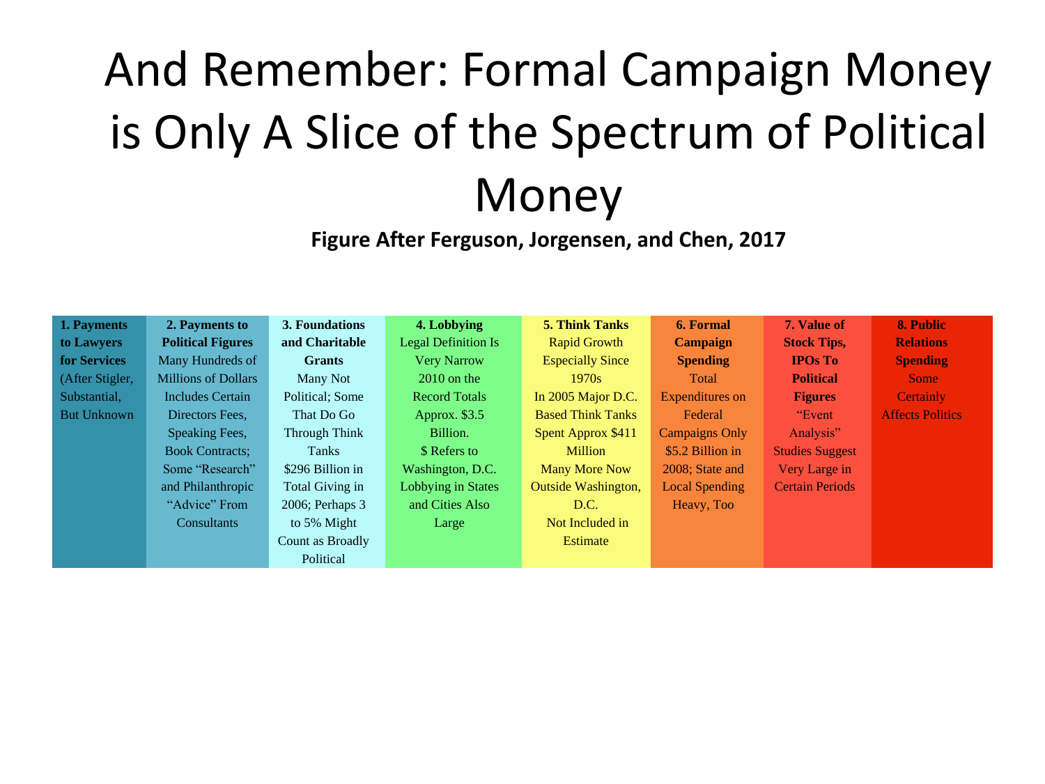# And Remember: Formal Campaign Money is Only A Slice of the Spectrum of Political Money

**Figure After Ferguson, Jorgensen, and Chen, 2017**

| 1. Payments to Lawyers for Services | 2. Payments to Political Figures | 3. Foundations and Charitable Grants | 4. Lobbying | 5. Think Tanks | 6. Formal Campaign Spending | 7. Value of Stock Tips, IPOs To Political Figures | 8. Public Relations Spending |
|---|---|---|---|---|---|---|---|
| (After Stigler, Substantial, But Unknown | Many Hundreds of Millions of Dollars Includes Certain Directors Fees, Speaking Fees, Book Contracts; Some "Research" and Philanthropic "Advice" From Consultants | Many Not Political; Some That Do Go Through Think Tanks $296 Billion in Total Giving in 2006; Perhaps 3 to 5% Might Count as Broadly Political | Legal Definition Is Very Narrow 2010 on the Record Totals Approx. $3.5 Billion. $ Refers to Washington, D.C. Lobbying in States and Cities Also Large | Rapid Growth Especially Since 1970s In 2005 Major D.C. Based Think Tanks Spent Approx $411 Million Many More Now Outside Washington, D.C. Not Included in Estimate | Total Expenditures on Federal Campaigns Only $5.2 Billion in 2008; State and Local Spending Heavy, Too | "Event Analysis" Studies Suggest Very Large in Certain Periods | Some Certainly Affects Politics |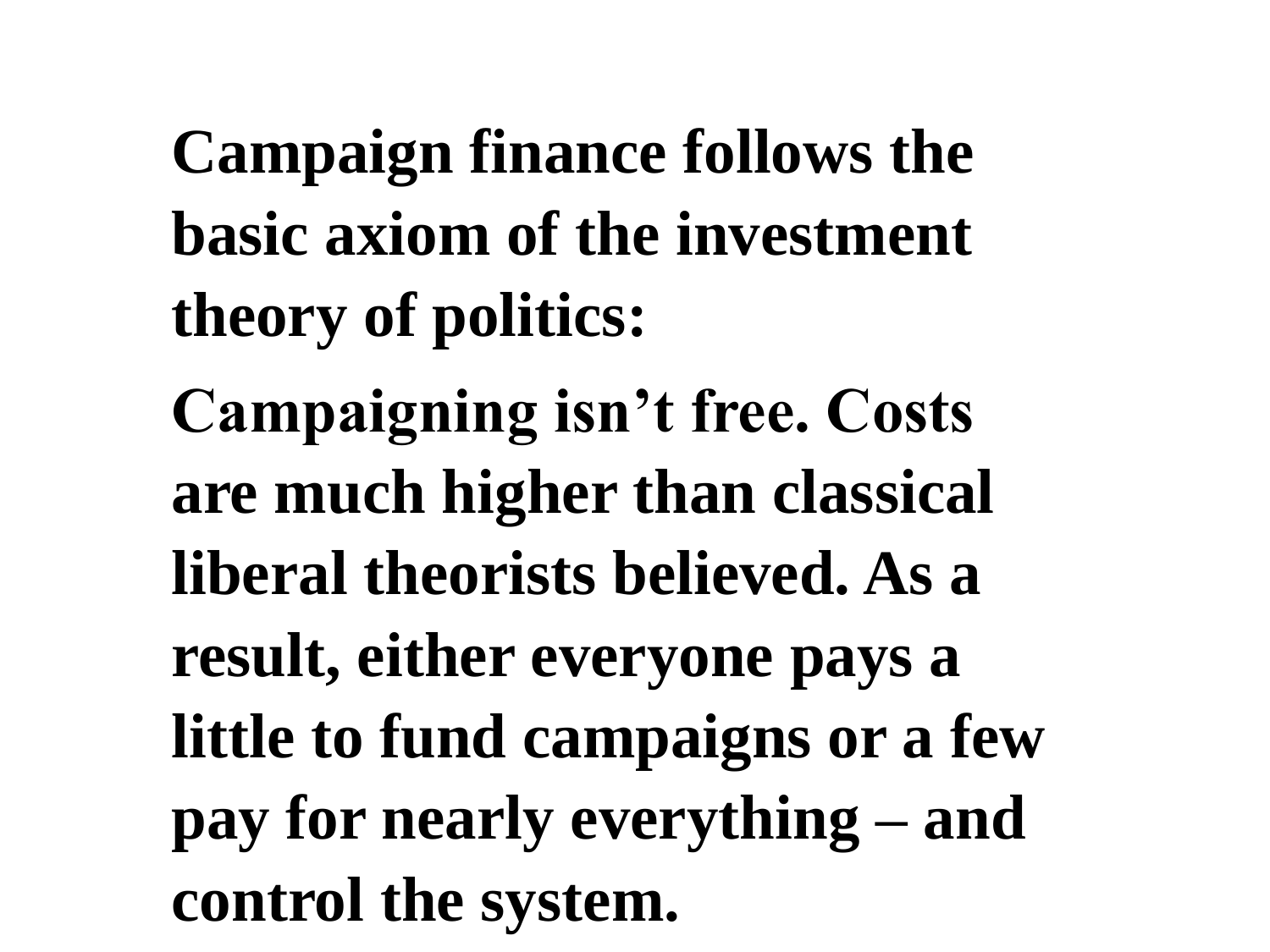**Campaign finance follows the basic axiom of the investment theory of politics:**

**Campaigning isn’t free. Costs are much higher than classical liberal theorists believed. As a result, either everyone pays a little to fund campaigns or a few pay for nearly everything – and control the system.**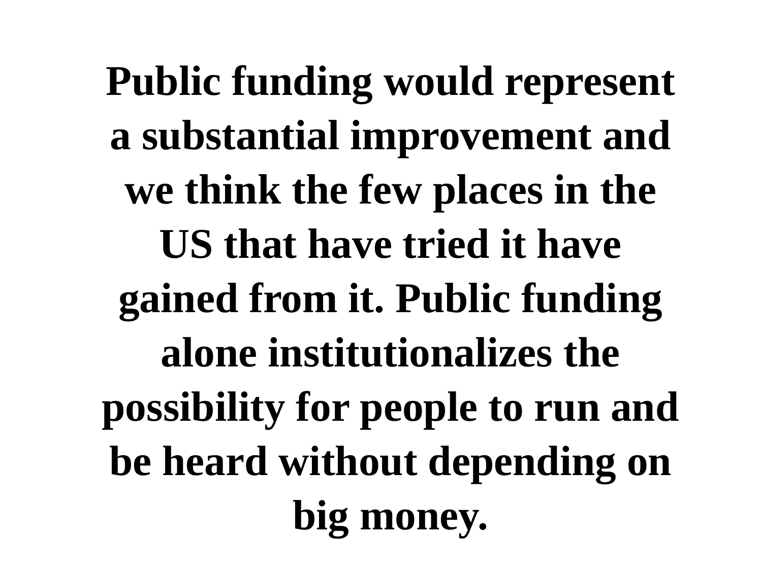**Public funding would represent a substantial improvement and we think the few places in the US that have tried it have gained from it. Public funding alone institutionalizes the possibility for people to run and be heard without depending on big money.**